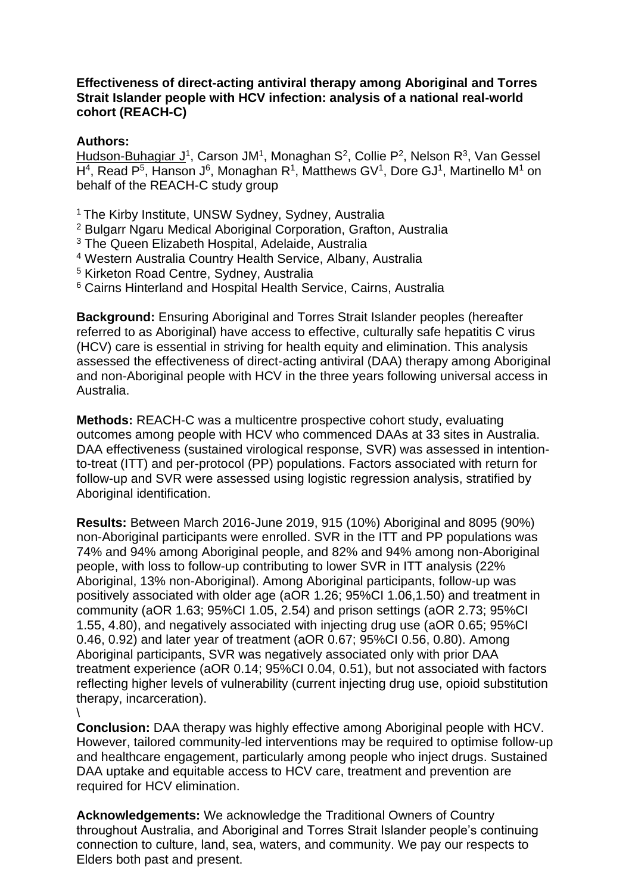**Effectiveness of direct-acting antiviral therapy among Aboriginal and Torres Strait Islander people with HCV infection: analysis of a national real-world cohort (REACH-C)**

**Authors:**

Hudson-Buhagiar J[1], Carson JM[1], Monaghan S[2], Collie P[2], Nelson R[3], Van Gessel H[4], Read P[5], Hanson J[6], Monaghan R[1], Matthews GV[1], Dore GJ[1], Martinello M[1] on behalf of the REACH-C study group

[1] The Kirby Institute, UNSW Sydney, Sydney, Australia
[2] Bulgarr Ngaru Medical Aboriginal Corporation, Grafton, Australia
[3] The Queen Elizabeth Hospital, Adelaide, Australia
[4] Western Australia Country Health Service, Albany, Australia
[5] Kirketon Road Centre, Sydney, Australia
[6] Cairns Hinterland and Hospital Health Service, Cairns, Australia

**Background:** Ensuring Aboriginal and Torres Strait Islander peoples (hereafter referred to as Aboriginal) have access to effective, culturally safe hepatitis C virus (HCV) care is essential in striving for health equity and elimination. This analysis assessed the effectiveness of direct-acting antiviral (DAA) therapy among Aboriginal and non-Aboriginal people with HCV in the three years following universal access in Australia.

**Methods:** REACH-C was a multicentre prospective cohort study, evaluating outcomes among people with HCV who commenced DAAs at 33 sites in Australia. DAA effectiveness (sustained virological response, SVR) was assessed in intention-to-treat (ITT) and per-protocol (PP) populations. Factors associated with return for follow-up and SVR were assessed using logistic regression analysis, stratified by Aboriginal identification.

**Results:** Between March 2016-June 2019, 915 (10%) Aboriginal and 8095 (90%) non-Aboriginal participants were enrolled. SVR in the ITT and PP populations was 74% and 94% among Aboriginal people, and 82% and 94% among non-Aboriginal people, with loss to follow-up contributing to lower SVR in ITT analysis (22% Aboriginal, 13% non-Aboriginal). Among Aboriginal participants, follow-up was positively associated with older age (aOR 1.26; 95%CI 1.06,1.50) and treatment in community (aOR 1.63; 95%CI 1.05, 2.54) and prison settings (aOR 2.73; 95%CI 1.55, 4.80), and negatively associated with injecting drug use (aOR 0.65; 95%CI 0.46, 0.92) and later year of treatment (aOR 0.67; 95%CI 0.56, 0.80). Among Aboriginal participants, SVR was negatively associated only with prior DAA treatment experience (aOR 0.14; 95%CI 0.04, 0.51), but not associated with factors reflecting higher levels of vulnerability (current injecting drug use, opioid substitution therapy, incarceration).
\

**Conclusion:** DAA therapy was highly effective among Aboriginal people with HCV. However, tailored community-led interventions may be required to optimise follow-up and healthcare engagement, particularly among people who inject drugs. Sustained DAA uptake and equitable access to HCV care, treatment and prevention are required for HCV elimination.

**Acknowledgements:** We acknowledge the Traditional Owners of Country throughout Australia, and Aboriginal and Torres Strait Islander people's continuing connection to culture, land, sea, waters, and community. We pay our respects to Elders both past and present.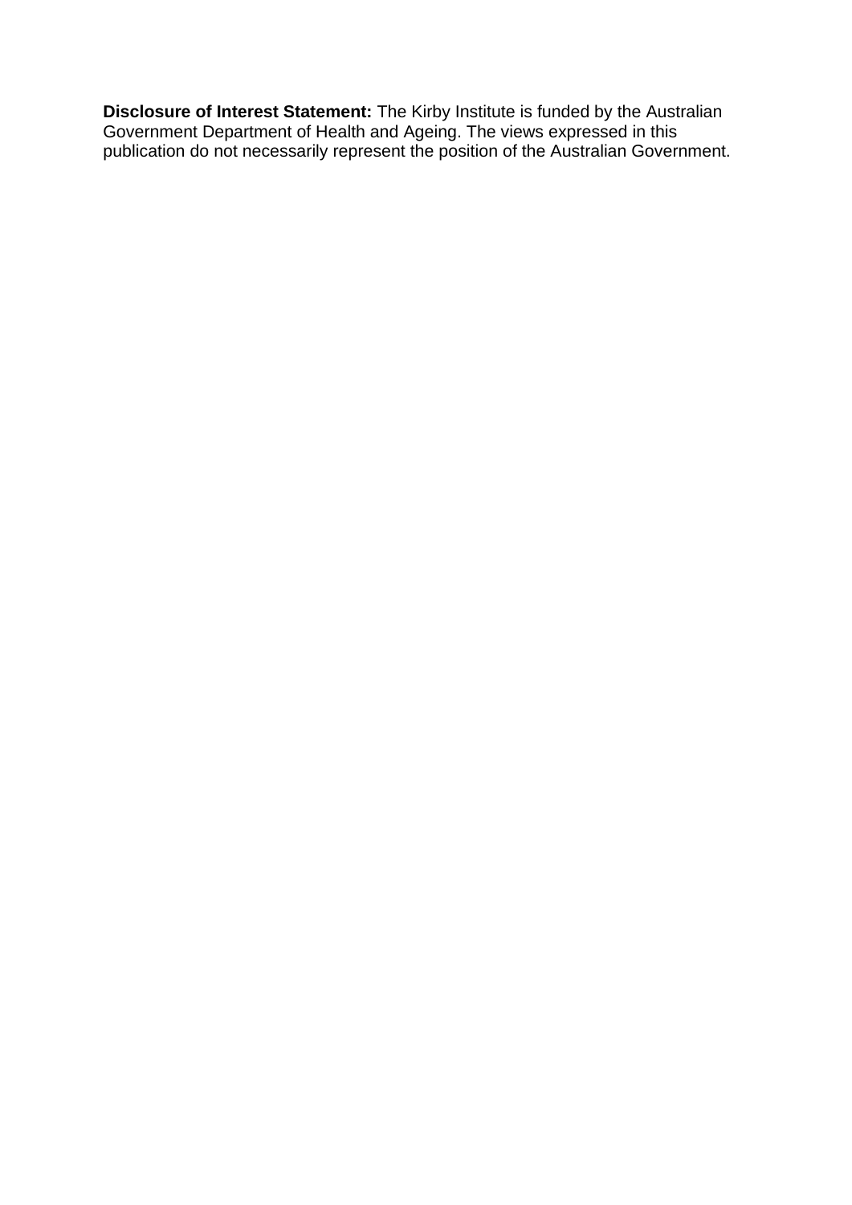**Disclosure of Interest Statement:** The Kirby Institute is funded by the Australian Government Department of Health and Ageing. The views expressed in this publication do not necessarily represent the position of the Australian Government.